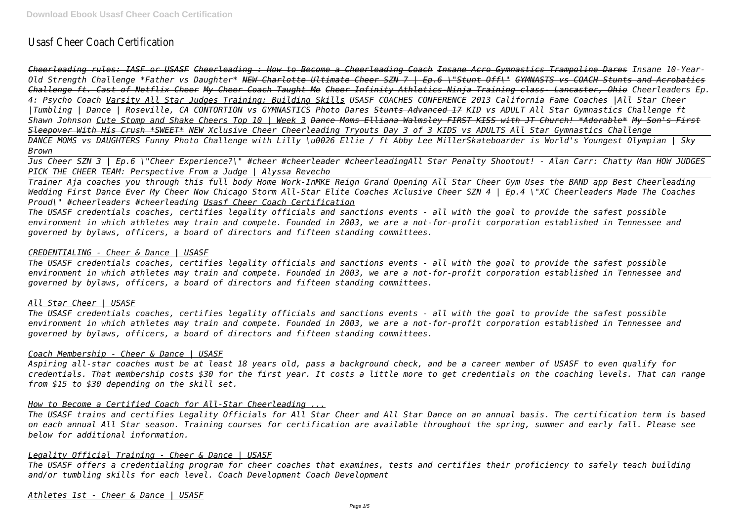# Usasf Cheer Coach Certification

*Cheerleading rules: IASF or USASF Cheerleading : How to Become a Cheerleading Coach Insane Acro Gymnastics Trampoline Dares Insane 10-Year-Old Strength Challenge *Father vs Daughter* NEW Charlotte Ultimate Cheer SZN 7 | Ep.6 \"Stunt Off\" GYMNASTS vs COACH Stunts and Acrobatics Challenge ft. Cast of Netflix Cheer My Cheer Coach Taught Me Cheer Infinity Athletics-Ninja Training class- Lancaster, Ohio Cheerleaders Ep. 4: Psycho Coach Varsity All Star Judges Training: Building Skills USASF COACHES CONFERENCE 2013 California Fame Coaches |All Star Cheer |Tumbling | Dance | Roseville, CA CONTORTION vs GYMNASTICS Photo Dares Stunts Advanced 17 KID vs ADULT All Star Gymnastics Challenge ft Shawn Johnson Cute Stomp and Shake Cheers Top 10 | Week 3 Dance Moms Elliana Walmsley FIRST KISS with JT Church! *Adorable* My Son's First Sleepover With His Crush *SWEET* NEW Xclusive Cheer Cheerleading Tryouts Day 3 of 3 KIDS vs ADULTS All Star Gymnastics Challenge*

*DANCE MOMS vs DAUGHTERS Funny Photo Challenge with Lilly \u0026 Ellie / ft Abby Lee MillerSkateboarder is World's Youngest Olympian | Sky Brown*

*Jus Cheer SZN 3 | Ep.6 \"Cheer Experience?\" #cheer #cheerleader #cheerleadingAll Star Penalty Shootout! - Alan Carr: Chatty Man HOW JUDGES PICK THE CHEER TEAM: Perspective From a Judge | Alyssa Revecho*

*Trainer Aja coaches you through this full body Home Work-InMKE Reign Grand Opening All Star Cheer Gym Uses the BAND app Best Cheerleading Wedding First Dance Ever My Cheer Now Chicago Storm All-Star Elite Coaches Xclusive Cheer SZN 4 | Ep.4 \"XC Cheerleaders Made The Coaches Proud\" #cheerleaders #cheerleading Usasf Cheer Coach Certification*

*The USASF credentials coaches, certifies legality officials and sanctions events - all with the goal to provide the safest possible environment in which athletes may train and compete. Founded in 2003, we are a not-for-profit corporation established in Tennessee and governed by bylaws, officers, a board of directors and fifteen standing committees.*

*CREDENTIALING - Cheer & Dance | USASF*

*The USASF credentials coaches, certifies legality officials and sanctions events - all with the goal to provide the safest possible environment in which athletes may train and compete. Founded in 2003, we are a not-for-profit corporation established in Tennessee and governed by bylaws, officers, a board of directors and fifteen standing committees.*

*All Star Cheer | USASF*

*The USASF credentials coaches, certifies legality officials and sanctions events - all with the goal to provide the safest possible environment in which athletes may train and compete. Founded in 2003, we are a not-for-profit corporation established in Tennessee and governed by bylaws, officers, a board of directors and fifteen standing committees.*

*Coach Membership - Cheer & Dance | USASF*

*Aspiring all-star coaches must be at least 18 years old, pass a background check, and be a career member of USASF to even qualify for credentials. That membership costs $30 for the first year. It costs a little more to get credentials on the coaching levels. That can range from $15 to $30 depending on the skill set.*

*How to Become a Certified Coach for All-Star Cheerleading ...*

*The USASF trains and certifies Legality Officials for All Star Cheer and All Star Dance on an annual basis. The certification term is based on each annual All Star season. Training courses for certification are available throughout the spring, summer and early fall. Please see below for additional information.*

*Legality Official Training - Cheer & Dance | USASF*

*The USASF offers a credentialing program for cheer coaches that examines, tests and certifies their proficiency to safely teach building and/or tumbling skills for each level. Coach Development Coach Development*

*Athletes 1st - Cheer & Dance | USASF*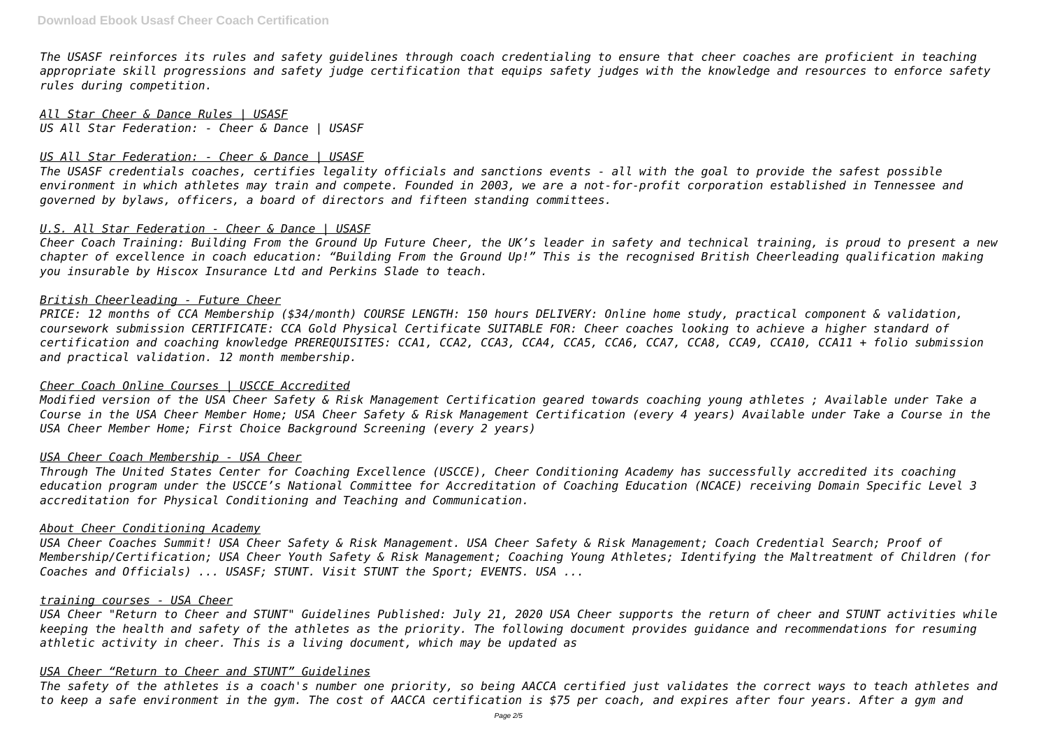*The USASF reinforces its rules and safety guidelines through coach credentialing to ensure that cheer coaches are proficient in teaching appropriate skill progressions and safety judge certification that equips safety judges with the knowledge and resources to enforce safety rules during competition.*

### *All Star Cheer & Dance Rules | USASF*

*US All Star Federation: - Cheer & Dance | USASF*

### *US All Star Federation: - Cheer & Dance | USASF*

*The USASF credentials coaches, certifies legality officials and sanctions events - all with the goal to provide the safest possible environment in which athletes may train and compete. Founded in 2003, we are a not-for-profit corporation established in Tennessee and governed by bylaws, officers, a board of directors and fifteen standing committees.*

### *U.S. All Star Federation - Cheer & Dance | USASF*

*Cheer Coach Training: Building From the Ground Up Future Cheer, the UK's leader in safety and technical training, is proud to present a new chapter of excellence in coach education: "Building From the Ground Up!" This is the recognised British Cheerleading qualification making you insurable by Hiscox Insurance Ltd and Perkins Slade to teach.*

### *British Cheerleading - Future Cheer*

*PRICE: 12 months of CCA Membership ($34/month) COURSE LENGTH: 150 hours DELIVERY: Online home study, practical component & validation, coursework submission CERTIFICATE: CCA Gold Physical Certificate SUITABLE FOR: Cheer coaches looking to achieve a higher standard of certification and coaching knowledge PREREQUISITES: CCA1, CCA2, CCA3, CCA4, CCA5, CCA6, CCA7, CCA8, CCA9, CCA10, CCA11 + folio submission and practical validation. 12 month membership.*

### *Cheer Coach Online Courses | USCCE Accredited*

*Modified version of the USA Cheer Safety & Risk Management Certification geared towards coaching young athletes ; Available under Take a Course in the USA Cheer Member Home; USA Cheer Safety & Risk Management Certification (every 4 years) Available under Take a Course in the USA Cheer Member Home; First Choice Background Screening (every 2 years)*

### *USA Cheer Coach Membership - USA Cheer*

*Through The United States Center for Coaching Excellence (USCCE), Cheer Conditioning Academy has successfully accredited its coaching education program under the USCCE's National Committee for Accreditation of Coaching Education (NCACE) receiving Domain Specific Level 3 accreditation for Physical Conditioning and Teaching and Communication.*

### *About Cheer Conditioning Academy*

*USA Cheer Coaches Summit! USA Cheer Safety & Risk Management. USA Cheer Safety & Risk Management; Coach Credential Search; Proof of Membership/Certification; USA Cheer Youth Safety & Risk Management; Coaching Young Athletes; Identifying the Maltreatment of Children (for Coaches and Officials) ... USASF; STUNT. Visit STUNT the Sport; EVENTS. USA ...*

### *training courses - USA Cheer*

*USA Cheer "Return to Cheer and STUNT" Guidelines Published: July 21, 2020 USA Cheer supports the return of cheer and STUNT activities while keeping the health and safety of the athletes as the priority. The following document provides guidance and recommendations for resuming athletic activity in cheer. This is a living document, which may be updated as*

### *USA Cheer "Return to Cheer and STUNT" Guidelines*

*The safety of the athletes is a coach's number one priority, so being AACCA certified just validates the correct ways to teach athletes and to keep a safe environment in the gym. The cost of AACCA certification is $75 per coach, and expires after four years. After a gym and*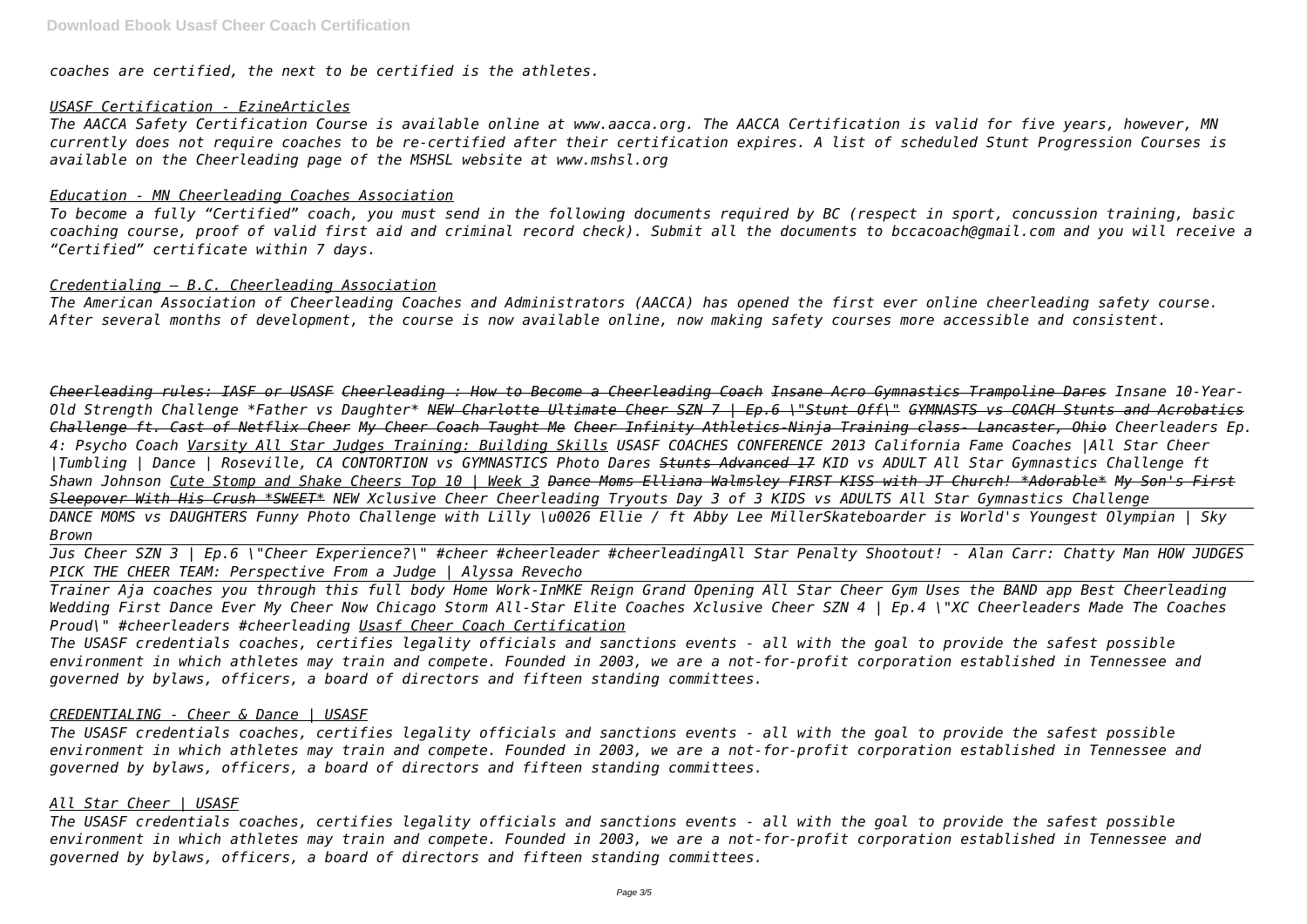*coaches are certified, the next to be certified is the athletes.*

*USASF Certification - EzineArticles*

*The AACCA Safety Certification Course is available online at www.aacca.org. The AACCA Certification is valid for five years, however, MN currently does not require coaches to be re-certified after their certification expires. A list of scheduled Stunt Progression Courses is available on the Cheerleading page of the MSHSL website at www.mshsl.org*

*Education - MN Cheerleading Coaches Association*

*To become a fully "Certified" coach, you must send in the following documents required by BC (respect in sport, concussion training, basic coaching course, proof of valid first aid and criminal record check). Submit all the documents to bccacoach@gmail.com and you will receive a "Certified" certificate within 7 days.*

*Credentialing – B.C. Cheerleading Association*

*The American Association of Cheerleading Coaches and Administrators (AACCA) has opened the first ever online cheerleading safety course. After several months of development, the course is now available online, now making safety courses more accessible and consistent.*

*Cheerleading rules: IASF or USASF Cheerleading : How to Become a Cheerleading Coach ~~Insane Acro Gymnastics Trampoline Dares~~ Insane 10-Year-Old Strength Challenge \*Father vs Daughter\* ~~NEW Charlotte Ultimate Cheer SZN 7 | Ep.6 \"Stunt Off\"~~ ~~GYMNASTS vs COACH Stunts and Acrobatics Challenge ft. Cast of Netflix Cheer~~ My Cheer Coach Taught Me Cheer Infinity Athletics-Ninja Training class- Lancaster, Ohio Cheerleaders Ep. 4: Psycho Coach Varsity All Star Judges Training: Building Skills USASF COACHES CONFERENCE 2013 California Fame Coaches |All Star Cheer |Tumbling | Dance | Roseville, CA CONTORTION vs GYMNASTICS Photo Dares ~~Stunts Advanced 17~~ KID vs ADULT All Star Gymnastics Challenge ft Shawn Johnson Cute Stomp and Shake Cheers Top 10 | Week 3 ~~Dance Moms Elliana Walmsley FIRST KISS with JT Church! \*Adorable\*~~ ~~My Son's First Sleepover With His Crush \*SWEET\*~~ NEW Xclusive Cheer Cheerleading Tryouts Day 3 of 3 KIDS vs ADULTS All Star Gymnastics Challenge*

*DANCE MOMS vs DAUGHTERS Funny Photo Challenge with Lilly \u0026 Ellie / ft Abby Lee MillerSkateboarder is World's Youngest Olympian | Sky Brown*

*Jus Cheer SZN 3 | Ep.6 \"Cheer Experience?\" #cheer #cheerleader #cheerleadingAll Star Penalty Shootout! - Alan Carr: Chatty Man HOW JUDGES PICK THE CHEER TEAM: Perspective From a Judge | Alyssa Revecho*

*Trainer Aja coaches you through this full body Home Work-InMKE Reign Grand Opening All Star Cheer Gym Uses the BAND app Best Cheerleading Wedding First Dance Ever My Cheer Now Chicago Storm All-Star Elite Coaches Xclusive Cheer SZN 4 | Ep.4 \"XC Cheerleaders Made The Coaches Proud\" #cheerleaders #cheerleading Usasf Cheer Coach Certification*

*The USASF credentials coaches, certifies legality officials and sanctions events - all with the goal to provide the safest possible environment in which athletes may train and compete. Founded in 2003, we are a not-for-profit corporation established in Tennessee and governed by bylaws, officers, a board of directors and fifteen standing committees.*

*CREDENTIALING - Cheer & Dance | USASF*

*The USASF credentials coaches, certifies legality officials and sanctions events - all with the goal to provide the safest possible environment in which athletes may train and compete. Founded in 2003, we are a not-for-profit corporation established in Tennessee and governed by bylaws, officers, a board of directors and fifteen standing committees.*

*All Star Cheer | USASF*

*The USASF credentials coaches, certifies legality officials and sanctions events - all with the goal to provide the safest possible environment in which athletes may train and compete. Founded in 2003, we are a not-for-profit corporation established in Tennessee and governed by bylaws, officers, a board of directors and fifteen standing committees.*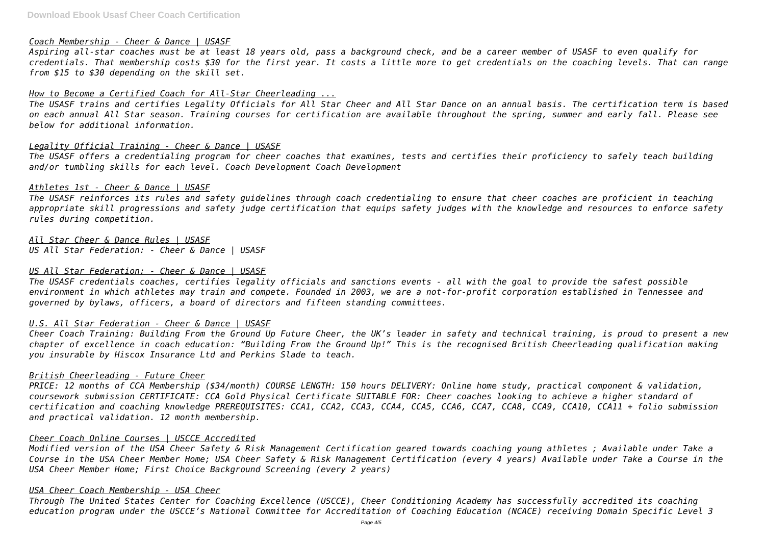*Coach Membership - Cheer & Dance | USASF*

*Aspiring all-star coaches must be at least 18 years old, pass a background check, and be a career member of USASF to even qualify for credentials. That membership costs $30 for the first year. It costs a little more to get credentials on the coaching levels. That can range from $15 to $30 depending on the skill set.*

*How to Become a Certified Coach for All-Star Cheerleading ...*

*The USASF trains and certifies Legality Officials for All Star Cheer and All Star Dance on an annual basis. The certification term is based on each annual All Star season. Training courses for certification are available throughout the spring, summer and early fall. Please see below for additional information.*

*Legality Official Training - Cheer & Dance | USASF*

*The USASF offers a credentialing program for cheer coaches that examines, tests and certifies their proficiency to safely teach building and/or tumbling skills for each level. Coach Development Coach Development*

*Athletes 1st - Cheer & Dance | USASF*

*The USASF reinforces its rules and safety guidelines through coach credentialing to ensure that cheer coaches are proficient in teaching appropriate skill progressions and safety judge certification that equips safety judges with the knowledge and resources to enforce safety rules during competition.*

*All Star Cheer & Dance Rules | USASF*
*US All Star Federation: - Cheer & Dance | USASF*

*US All Star Federation: - Cheer & Dance | USASF*

*The USASF credentials coaches, certifies legality officials and sanctions events - all with the goal to provide the safest possible environment in which athletes may train and compete. Founded in 2003, we are a not-for-profit corporation established in Tennessee and governed by bylaws, officers, a board of directors and fifteen standing committees.*

*U.S. All Star Federation - Cheer & Dance | USASF*

*Cheer Coach Training: Building From the Ground Up Future Cheer, the UK's leader in safety and technical training, is proud to present a new chapter of excellence in coach education: "Building From the Ground Up!" This is the recognised British Cheerleading qualification making you insurable by Hiscox Insurance Ltd and Perkins Slade to teach.*

*British Cheerleading - Future Cheer*

*PRICE: 12 months of CCA Membership ($34/month) COURSE LENGTH: 150 hours DELIVERY: Online home study, practical component & validation, coursework submission CERTIFICATE: CCA Gold Physical Certificate SUITABLE FOR: Cheer coaches looking to achieve a higher standard of certification and coaching knowledge PREREQUISITES: CCA1, CCA2, CCA3, CCA4, CCA5, CCA6, CCA7, CCA8, CCA9, CCA10, CCA11 + folio submission and practical validation. 12 month membership.*

*Cheer Coach Online Courses | USCCE Accredited*

*Modified version of the USA Cheer Safety & Risk Management Certification geared towards coaching young athletes ; Available under Take a Course in the USA Cheer Member Home; USA Cheer Safety & Risk Management Certification (every 4 years) Available under Take a Course in the USA Cheer Member Home; First Choice Background Screening (every 2 years)*

*USA Cheer Coach Membership - USA Cheer*

*Through The United States Center for Coaching Excellence (USCCE), Cheer Conditioning Academy has successfully accredited its coaching education program under the USCCE's National Committee for Accreditation of Coaching Education (NCACE) receiving Domain Specific Level 3*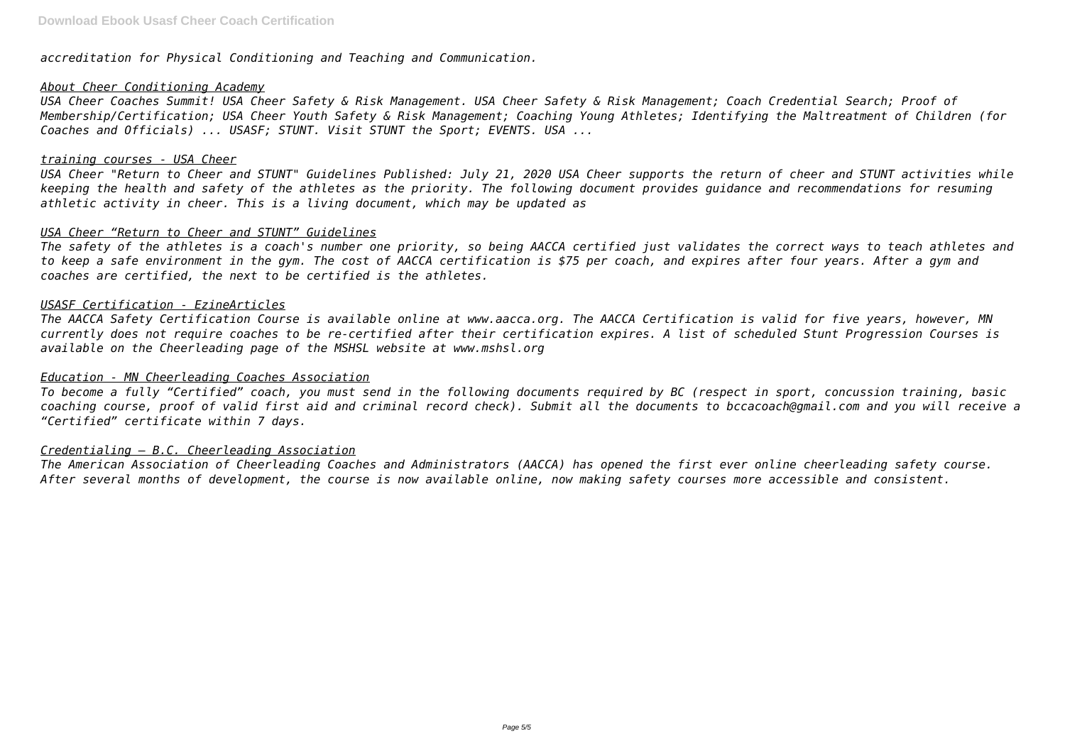*accreditation for Physical Conditioning and Teaching and Communication.*

*About Cheer Conditioning Academy*

*USA Cheer Coaches Summit! USA Cheer Safety & Risk Management. USA Cheer Safety & Risk Management; Coach Credential Search; Proof of Membership/Certification; USA Cheer Youth Safety & Risk Management; Coaching Young Athletes; Identifying the Maltreatment of Children (for Coaches and Officials) ... USASF; STUNT. Visit STUNT the Sport; EVENTS. USA ...*

*training courses - USA Cheer*

*USA Cheer "Return to Cheer and STUNT" Guidelines Published: July 21, 2020 USA Cheer supports the return of cheer and STUNT activities while keeping the health and safety of the athletes as the priority. The following document provides guidance and recommendations for resuming athletic activity in cheer. This is a living document, which may be updated as*

*USA Cheer "Return to Cheer and STUNT" Guidelines*

*The safety of the athletes is a coach's number one priority, so being AACCA certified just validates the correct ways to teach athletes and to keep a safe environment in the gym. The cost of AACCA certification is $75 per coach, and expires after four years. After a gym and coaches are certified, the next to be certified is the athletes.*

*USASF Certification - EzineArticles*

*The AACCA Safety Certification Course is available online at www.aacca.org. The AACCA Certification is valid for five years, however, MN currently does not require coaches to be re-certified after their certification expires. A list of scheduled Stunt Progression Courses is available on the Cheerleading page of the MSHSL website at www.mshsl.org*

*Education - MN Cheerleading Coaches Association*

*To become a fully "Certified" coach, you must send in the following documents required by BC (respect in sport, concussion training, basic coaching course, proof of valid first aid and criminal record check). Submit all the documents to bccacoach@gmail.com and you will receive a "Certified" certificate within 7 days.*

*Credentialing – B.C. Cheerleading Association*

*The American Association of Cheerleading Coaches and Administrators (AACCA) has opened the first ever online cheerleading safety course. After several months of development, the course is now available online, now making safety courses more accessible and consistent.*